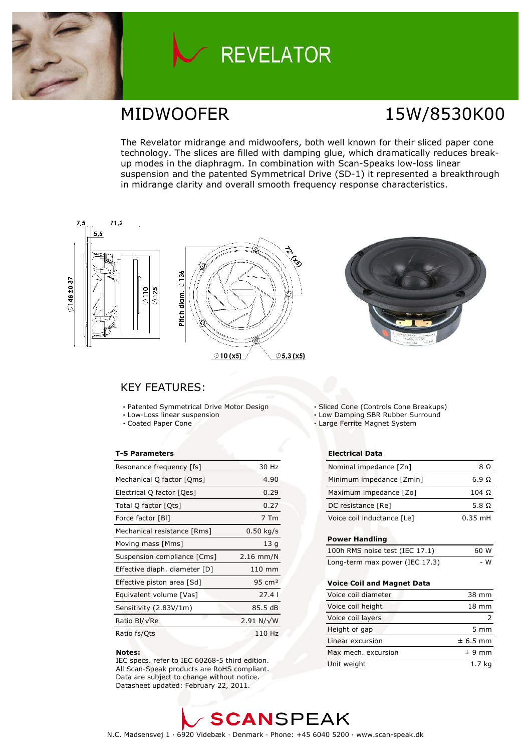# REVELATOR

## MIDWOOFER 15W/8530K00

The Revelator midrange and midwoofers, both well known for their sliced paper cone technology. The slices are filled with damping glue, which dramatically reduces break-up modes in the diaphragm. In combination with Scan-Speaks low-loss linear suspension and the patented Symmetrical Drive (SD-1) it represented a breakthrough in midrange clarity and overall smooth frequency response characteristics.

7,5 71,2 5,5 ⌀148 ±0.37 ⌀110 ⌀125 Pitch diam. ⌀136 72° (x5) ⌀10 (x5) ⌀5,3 (x5)

## KEY FEATURES:

- Patented Symmetrical Drive Motor Design
- Low-Loss linear suspension
- Coated Paper Cone
- Sliced Cone (Controls Cone Breakups)
- Low Damping SBR Rubber Surround
- Large Ferrite Magnet System

### T-S Parameters

| T-S Parameters | |
|---|---|
| Resonance frequency [fs] | 30 Hz |
| Mechanical Q factor [Qms] | 4.90 |
| Electrical Q factor [Qes] | 0.29 |
| Total Q factor [Qts] | 0.27 |
| Force factor [Bl] | 7 Tm |
| Mechanical resistance [Rms] | 0.50 kg/s |
| Moving mass [Mms] | 13 g |
| Suspension compliance [Cms] | 2.16 mm/N |
| Effective diaph. diameter [D] | 110 mm |
| Effective piston area [Sd] | 95 cm² |
| Equivalent volume [Vas] | 27.4 l |
| Sensitivity (2.83V/1m) | 85.5 dB |
| Ratio Bl/√Re | 2.91 N/√W |
| Ratio fs/Qts | 110 Hz |

**Notes:**
IEC specs. refer to IEC 60268-5 third edition.
All Scan-Speak products are RoHS compliant.
Data are subject to change without notice.
Datasheet updated: February 22, 2011.

### Electrical Data

| Electrical Data | |
|---|---|
| Nominal impedance [Zn] | 8 Ω |
| Minimum impedance [Zmin] | 6.9 Ω |
| Maximum impedance [Zo] | 104 Ω |
| DC resistance [Re] | 5.8 Ω |
| Voice coil inductance [Le] | 0.35 mH |

### Power Handling

| Power Handling | |
|---|---|
| 100h RMS noise test (IEC 17.1) | 60 W |
| Long-term max power (IEC 17.3) | - W |

### Voice Coil and Magnet Data

| Voice Coil and Magnet Data | |
|---|---|
| Voice coil diameter | 38 mm |
| Voice coil height | 18 mm |
| Voice coil layers | 2 |
| Height of gap | 5 mm |
| Linear excursion | ± 6.5 mm |
| Max mech. excursion | ± 9 mm |
| Unit weight | 1.7 kg |

SCANSPEAK

N.C. Madsensvej 1 · 6920 Videbæk · Denmark · Phone: +45 6040 5200 · www.scan-speak.dk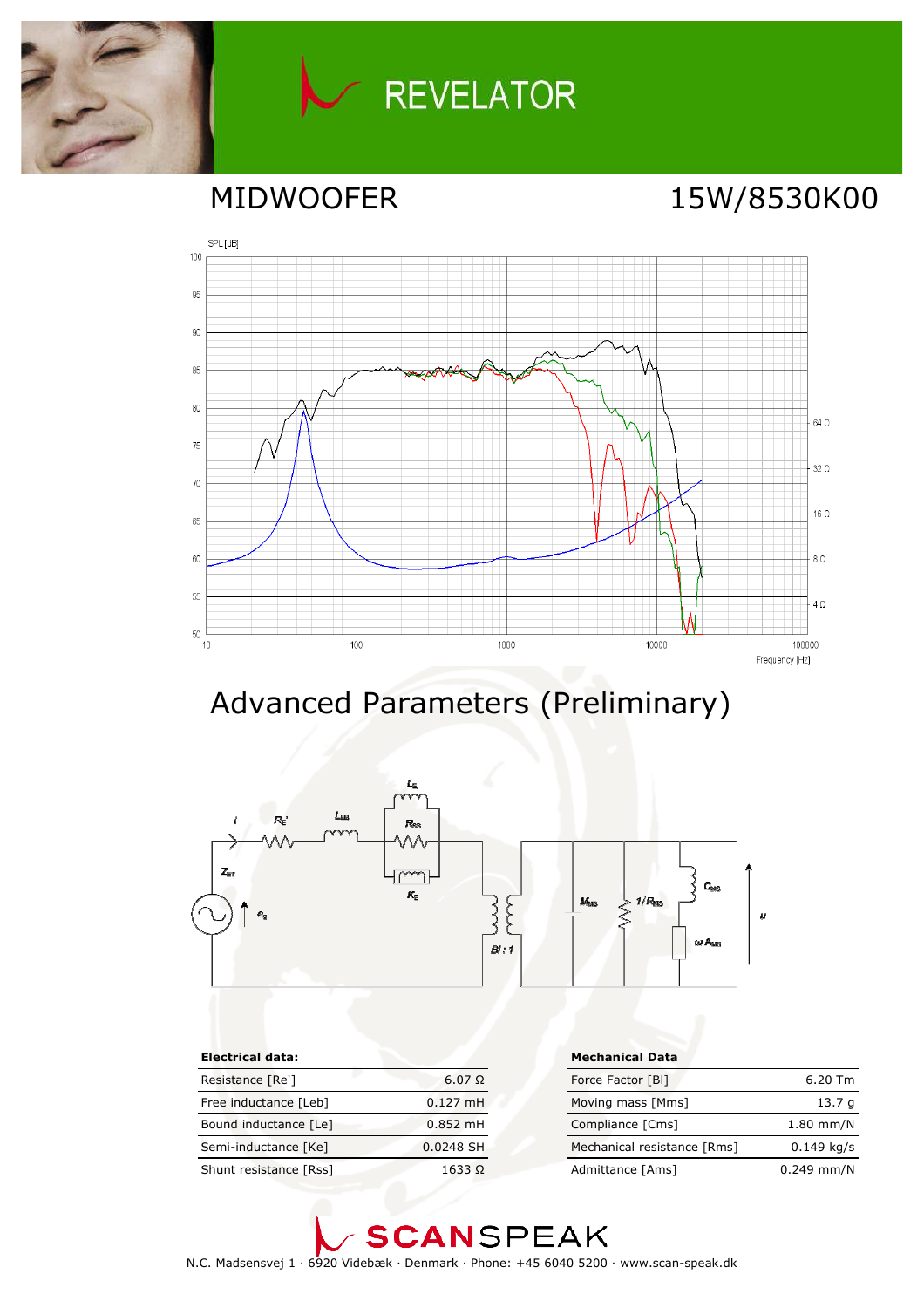REVELATOR

# MIDWOOFER

# 15W/8530K00

SPL [dB]

100
95
90
85
80
75
70
65
60
55
50

64 Ω
32 Ω
16 Ω
8 Ω
4 Ω

10
100
1000
10000
100000

Frequency [Hz]

## Advanced Parameters (Preliminary)

$R_E'$ $L_{EB}$ $L_E$ $R_{SS}$ $K_E$ $i$ $Z_{ET}$ $e_g$ $Bl:1$ $M_{MS}$ $1/R_{MS}$ $C_{MS}$ $\omega A_{MS}$ $u$

| **Electrical data:** | |
|---|---|
| Resistance [Re'] | 6.07 Ω |
| Free inductance [Leb] | 0.127 mH |
| Bound inductance [Le] | 0.852 mH |
| Semi-inductance [Ke] | 0.0248 SH |
| Shunt resistance [Rss] | 1633 Ω |

| **Mechanical Data** | |
|---|---|
| Force Factor [Bl] | 6.20 Tm |
| Moving mass [Mms] | 13.7 g |
| Compliance [Cms] | 1.80 mm/N |
| Mechanical resistance [Rms] | 0.149 kg/s |
| Admittance [Ams] | 0.249 mm/N |

SCANSPEAK

N.C. Madsensvej 1 · 6920 Videbæk · Denmark · Phone: +45 6040 5200 · www.scan-speak.dk